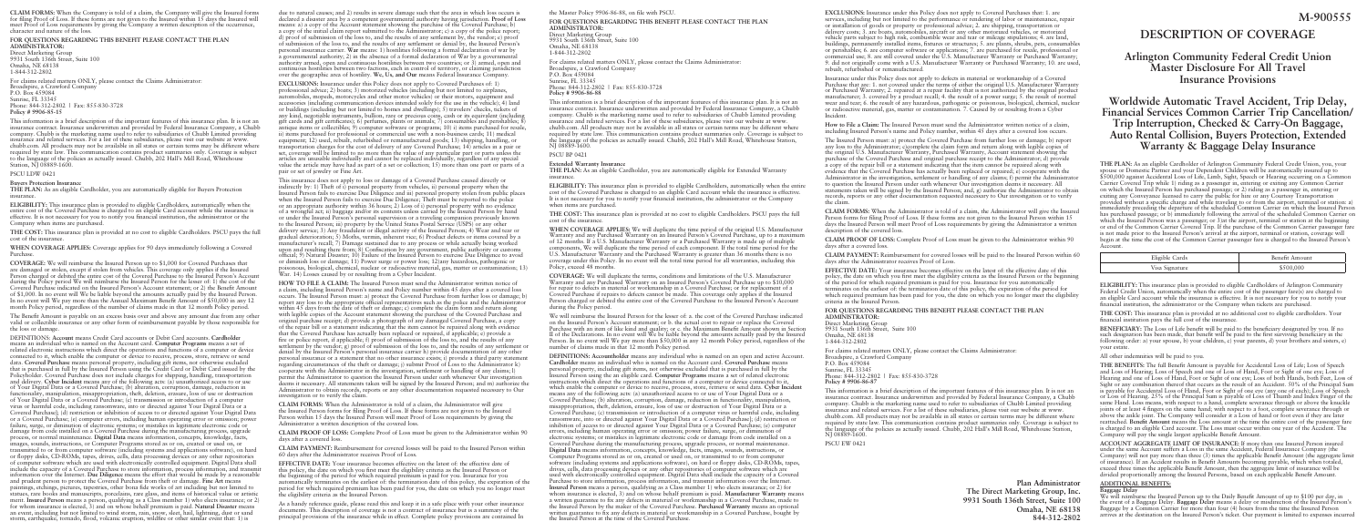**CLAIM FORMS:** When the Company is told of a claim, the Company will give the Insured forms for filing Proof of Loss. If these forms are not given to the Insured within 15 days the Insured will meet Proof of Loss requirements by giving the Company a written description of the occurrence, character and nature of the loss.

**FOR QUESTIONS REGARDING THIS BENEFIT PLEASE CONTACT THE PLAN ADMINISTRATOR:**
Direct Marketing Group
9931 South 136th Street, Suite 100
Omaha, NE 68138
1-844-312-2802

For claims related matters ONLY, please contact the Claims Administrator:
Broadspire, a Crawford Company
P.O. Box 459084
Sunrise, FL 33345
Phone: 844-312-2802 | Fax: 855-830-3728
**Policy # 9906-85-15**

This information is a brief description of the important features of this insurance plan. It is not an insurance contract. Insurance underwritten and provided by Federal Insurance Company, a Chubb company. Chubb is the marketing name used to refer to subsidiaries of Chubb Limited providing insurance and related services. For a list of these subsidiaries, please visit our website at www.chubb.com. All products may not be available in all states or certain terms may be different where required by state law. This communication contains product summaries only. Coverage is subject to the language of the policies as actually issued. Chubb, 202 Hall's Mill Road, Whitehouse Station, NJ 08889-1600.

PSCU LDW 0421

## Buyers Protection Insurance

**THE PLAN:** As an eligible Cardholder, you are automatically eligible for Buyers Protection insurance.

**ELIGIBILITY:** This insurance plan is provided to eligible Cardholders, automatically when the entire cost of the Covered Purchase is charged to an eligible Card account while the insurance is effective. It is not necessary for you to notify your financial institution, the administrator or the Company when items are purchased.

**THE COST:** This insurance plan is provided at no cost to eligible Cardholders. PSCU pays the full cost of the insurance.

**WHEN COVERAGE APPLIES:** Coverage applies for 90 days immediately following a Covered Purchase.

**COVERAGE:** We will reimburse the Insured Person up to $1,000 for Covered Purchases that are damaged or stolen, except if stolen from vehicles. This coverage only applies if the Insured Person charged or debited the entire cost of the Covered Purchase to the Insured Person's Account during the Policy period We will reimburse the Insured Person for the lesser of: 1) the cost of the Covered Purchase indicated on the Insured Person's Account statement; or 2) the Benefit Amount of $1,000. In no event will We be liable beyond the amounts actually paid by the Insured Person. In no event will We pay more than the Annual Maximum Benefit Amount of $50,000 in any 12 month Policy period, regardless of the number of claims made in that 12 month Policy period.

The Benefit Amount is payable on an excess basis over and above any amount due from any other valid or collectible insurance or any other form of reimbursement payable by those responsible for the loss or damage.

**DEFINITIONS:** **Account** means Credit Card accounts (Card accounts). **Cardholder** means an individual who is named on the Account card. **Computer Programs** means a set of related electronic instructions which direct the operations and functions of a computer or device connected to it, which enable the computer or device to receive, process, store, retrieve or send data. **Covered Purchase** means personal property, including gift items, not otherwise excluded that is purchased in full by the Insured Person using the Credit Card ("Card") (the Card issued by the Policyholder. Covered Purchase does not include charges for shipping, handling, transportation and delivery. **Cyber Incident** means any of the following acts: (a) unauthorized access to or use of Your Digital Data or a Covered Purchase; (b) alteration, corruption, damage, reduction in functionality, manipulation, misappropriation, theft, deletion, erasure, loss of use or destruction of Your Digital Data or a Covered Purchase; (c) transmission or introduction of a computer virus or harmful code, including ransomware, into or directed against Your Digital Data or a Covered Purchase; (d) restriction or inhibition of access to or directed against Your Digital Data or a Covered Purchase; (e) computer errors, including human operating error or omission; power failure, surge, or diminution of electronic systems; or mistakes in legitimate electronic code or damage from code installed on a Covered Purchase during the manufacturing process, upgrade process, or normal maintenance. **Digital Data** means information, concepts, knowledge, facts, images, sounds, instructions, or Computer Programs stored in or on, created or used on, or transmitted to or from computer software (including systems and applications software), on hard or floppy disks, CD-ROMs, tapes, drives, cells, data processing devices or any other repositories of computer software which are used with electronically controlled equipment. Digital Data shall include the capacity of a Covered Purchase to store information, process information, and transmit information over the Internet. **Due Diligence** means the effort that would be made by a reasonable and prudent person to protect the Covered Purchase from loss or damage. **Fine Art** means paintings, etchings, pictures, tapestries, other bona fide works of art including but not limited to statues, rare books and manuscripts, porcelains, rare glass, and items of historical value or artistic merit. **Insured Person** means a person, qualifying as a Class member 1) who elects insurance; or 2) for whom insurance is elected, 3) and on whose behalf premium is paid. **Natural Disaster** means an event, including but not limited to wind storm, rain, snow, sleet, hail, lightning, dust or sand storm, earthquake, tornado, flood, volcanic eruption, wildfire or other similar event that: 1) is due to natural causes; and 2) results in severe damage such that the area in which loss occurs is declared a disaster area by a competent governmental authority having jurisdiction. **Proof of Loss** means: a) a copy of the Account statement showing the purchase of the Covered Purchase; b) a copy of the initial claim report submitted to the Administrator; c) a copy of the police report; d) proof of submission of the loss to, and the results of any settlement by, the vendor; e) proof of submission of the loss to, and the results of any settlement or denial by, the Insured Person's personal insurance carrier. **War** means: 1) hostilities following a formal declaration of war by a governmental authority, 2) in the absence of a formal declaration of War by a governmental authority armed, open and continuous hostilities between two countries; or 3) armed, open and continuous hostilities between two factions, each in control of territory, or claiming jurisdiction over the geographic area of hostility. **We, Us, and Our** means Federal Insurance Company.

**EXCLUSIONS:** Insurance under this Policy does not apply to Covered Purchases of: 1) professional advice; 2) boats; 3) motorized vehicles (including but not limited to airplanes, automobiles, mopeds, motorcycles and other motor vehicles) or their motors, equipment and accessories (including communication devices intended solely for the use in the vehicle); 4) land or buildings (including but not limited to homes and dwellings); 5) travelers' checks, tickets of any kind, negotiable instruments, bullion, rare or precious coins, cash or its equivalent (including gift cards and gift certificates); 6) perfumes, plants or animals; 7) consumables and perishables; 8) antique items or collectibles; 9) computer software or programs; 10) items purchased for resale; 11) items purchased for professional or commercial use with a non-business card; 11) medical equipment; 12) used, rebuilt, refurbished or remanufactured goods; 13) shipping, handling, or transportation charges for the cost of delivery of any Covered Purchase; 14) articles in a pair or set, coverage will be limited to no more than the value of any particular part or parts unless the articles are unusable individually and cannot be replaced individually, regardless of any special value the article may have had as part of a set or collection; 15) more than one part or parts of a pair or set of jewelry or Fine Art.

This insurance does not apply to loss or damage of a Covered Purchase caused directly or indirectly by: 1) Theft of: i) personal property from vehicles, ii) personal property when the Insured Person fails to exercise Due Diligence and iii) personal property stolen from public places when the Insured Person fails to exercise Due Diligence; Theft must be reported to the police or an appropriate authority within 36 hours; 2) Loss of: i) personal property with no evidence of a wrongful act, ii) luggage and/or its contents unless carried by the Insured Person by hand or under the Insured Person's personal supervision or a traveling companion previously known to the Insured Person; iii) property by the United States Postal Service (USPS) or any other delivery service; 3) Any fraudulent or illegal activity of the Insured Person; 4) Wear and tear or gradual deterioration; 5) Moths, vermin, inherent vice; 6) Product defects or items covered by a manufacturer's recall; 7) Damage sustained due to any process or while actually being worked upon and resulting there from; 8) Confiscation by any government, public authority or customs official; 9) Natural Disaster; 10) Failure of the Insured Person to exercise Due Diligence to avoid or diminish loss or damage; 11) Power surge or power loss; 12) any hazardous, pathogenic or poisonous, biological, chemical, nuclear or radioactive material, gas, matter or contamination; 13) War. 14) Losses caused by or resulting from a Cyber Incident.

**HOW TO FILE A CLAIM:** The Insured Person must send the Administrator written notice of a claim, including the Insured Person's name and Policy number within 45 days after a covered loss occurs. The Insured Person must: a) protect the Covered Purchase from further loss or damage; b) report any loss to the appropriate official representatives such as the police and the Administrator within 45 days from the date of theft or damage; c) complete the claim form and return along with legible copies of the Account statement showing the purchase of the Covered Purchase and original purchase receipt; d) provide a photograph of any damaged Covered Purchase, a copy of the repair bill or a statement indicating that the item cannot be repaired along with evidence that the Covered Purchase has actually been replaced or repaired, if applicable; e) provide a fire or police report, if applicable; f) proof of submission of the loss to, and the results of any settlement by the vendor; g) proof of submission of the loss to, and the results of any settlement or denial by the Insured Person's personal insurance carrier; h) provide documentation of any other personal insurance or a statement that no other insurance exists; i) provide a third party statement regarding circumstances of the theft or damage; j) submit Proof of Loss to the Administrator; k) cooperate with the Administrator in the investigation, settlement or handling of any claims; l) permit the Administrator to question the Insured Person under oath whenever Our investigation deems it necessary. All statements taken will be signed by the Insured Person; and m) authorize the Administrator to obtain records, reports or any other documentation requested to support Our investigation or to verify the claim.

**CLAIM FORMS:** When the Administrator is told of a claim, the Administrator will give the Insured Person forms for filing Proof of Loss. If these forms are not given to the Insured Person within 15 days the Insured Person will meet Proof of Loss requirements by giving the Administrator a written description of the covered loss.

**CLAIM PROOF OF LOSS:** Complete Proof of Loss must be given to the Administrator within 90 days after a covered loss.

**CLAIM PAYMENT:** Reimbursement for covered losses will be paid to the Insured Person within 60 days after the Administrator receives Proof of Loss.

**EFFECTIVE DATE:** Your insurance becomes effective on the latest of: the effective date of this policy, the date on which you first meet the eligibility criteria or the Insured Person or the beginning of the period for which required premium is paid for you. Insurance for you automatically terminates on the earliest of: the termination date of this policy, the expiration of the period for which required premium has been paid for you, the date on which you no longer meet the eligibility criteria as the Insured Person.

As a handy reference guide, please read this and keep it in a safe place with your other insurance documents. This description of coverage is not a contract of insurance but is a summary of the principal provisions of the insurance while in effect. Complete policy provisions are contained in the Master Policy 9906-86-88, on file with PSCU.

**FOR QUESTIONS REGARDING THIS BENEFIT PLEASE CONTACT THE PLAN ADMINISTRATOR:**
Direct Marketing Group
9931 South 136th Street, Suite 100
Omaha, NE 68138
1-844-312-2802

For claims related matters ONLY, please contact the Claims Administrator:
Broadspire, a Crawford Company
P.O. Box 459084
Sunrise, FL 33345
Phone: 844-312-2802 | Fax: 855-830-3728
**Policy # 9906-86-88**

This information is a brief description of the important features of this insurance plan. It is not an insurance contract. Insurance underwritten and provided by Federal Insurance Company, a Chubb company. Chubb is the marketing name used to refer to subsidiaries of Chubb Limited providing insurance and related services. For a list of these subsidiaries, please visit our website at www.chubb.com. All products may not be available in all states or certain terms may be different where required by state law. This communication contains product summaries only. Coverage is subject to the language of the policies as actually issued. Chubb, 202 Hall's Mill Road, Whitehouse Station, NJ 08889-1600.

PSCU BP 0421

## Extended Warranty

**THE PLAN:** As an eligible Cardholder, you are automatically eligible for Extended Warranty insurance.

**ELIGIBILITY:** This insurance plan is provided to eligible Cardholders, automatically when the entire cost of the Covered Purchase is charged to an eligible Card account while the insurance is effective. It is not necessary for you to notify your financial institution, the administrator or the Company when items are purchased.

**THE COST:** This insurance plan is provided at no cost to eligible Cardholders. PSCU pays the full cost of the insurance.

**WHEN COVERAGE APPLIES:** We will duplicate the time period of the original U.S. Manufacturer Warranty and any Purchased Warranty on an Insured Person's Covered Purchase, up to a maximum of 12 months. If a U.S. Manufacturer Warranty or a Purchased Warranty is made up of multiple components, We will duplicate the time period of each component. If the total time period for the U.S. Manufacturer Warranty and the Purchased Warranty is greater than 36 months there is no coverage under this Policy. In no event will the total time period for all warranties, including this Policy, exceed 48 months.

**COVERAGE:** We will duplicate the terms, conditions and limitations of the U.S. Manufacturer Warranty and any Purchased Warranty on an Insured Person's Covered Purchase up to $10,000 for repair to defects in material or workmanship in a Covered Purchase, or for replacement of a Covered Purchase if repairs to defects cannot be made. This coverage only applies if the Insured Person charged or debited the entire cost of the Covered Purchase to the Insured Person's Account during the Policy period.

We will reimburse the Insured Person for the lesser of: a. the cost of the Covered Purchase indicated on the Insured Person's Account statement; or b. the actual cost to repair or replace the Covered Purchase with an item of like kind and quality; or c. the Maximum Benefit Amount shown in Section II of the Declarations. In no event will We be liable beyond the amounts actually paid by the Insured Person. In no event will We pay more than $50,000 in any 12 month Policy period, regardless of the number of claims made in that 12 month Policy period.

**DEFINITIONS:** **Accountholder** means any individual who is named on an open and active Account. **Cardholder** means an individual who is named on the Account card. **Covered Purchase** means personal property, including gift items, not otherwise excluded that is purchased in full by the Insured Person using the an eligible card. **Computer Programs** means a set of related electronic instructions which direct the operations and functions of a computer or device connected to it, which enable the computer or device to receive, process, store, retrieve or send data. **Cyber Incident** means any of the following acts: (a) unauthorized access to or use of Your Digital Data or a Covered Purchase; (b) alteration, corruption, damage, reduction in functionality, manipulation, misappropriation, theft, deletion, erasure, loss of use or destruction of Your Digital Data or a Covered Purchase; (c) transmission or introduction of a computer virus or harmful code, including ransomware, into or directed against Your Digital Data or a Covered Purchase; (d) restriction or inhibition of access to or directed against Your Digital Data or a Covered Purchase; (e) computer errors, including human operating error or omission; power failure, surge, or diminution of electronic systems; or mistakes in legitimate electronic code or damage from code installed on a Covered Purchase during the manufacturing process, upgrade process, or normal maintenance. **Digital Data** means information, concepts, knowledge, facts, images, sounds, instructions, or Computer Programs stored in or on, created or used on, or transmitted to or from computer software (including systems and applications software), on hard or floppy disks, CD-ROMs, tapes, drives, cells, data processing devices or any other repositories of computer software which are used with electronically controlled equipment. Digital Data shall include the capacity of a Covered Purchase to store information, process information, and transmit information over the Internet. **Insured Person** means a person, qualifying as a Class member 1) who elects insurance; or 2) for whom insurance is elected, 3) and on whose behalf premium is paid. **Manufacturer Warranty** means a written guarantee to fix any defects in material or workmanship in a Covered Purchase, made to the Insured Person by the maker of the Covered Purchase. **Purchased Warranty** means any optional written guarantee to fix any defects in material or workmanship in a Covered Purchase, bought by the Insured Person at the time of the Covered Purchase.

**EXCLUSIONS:** Insurance under this Policy does not apply to Covered Purchases that: 1. are services, including but not limited to the performance or rendering of labor or maintenance, repair or installation of goods or property or professional advice; 2. are shipping, transportation or delivery costs; 3. are boats, automobiles, aircraft or any other motorized vehicles, or motorized vehicle parts subject to high risk, combustible wear and tear or mileage stipulations; 4. are land, buildings, permanently installed items, fixtures or structures; 5. are plants, shrubs, pets, consumables or perishables; 6. are computer software or applications; 7. are purchased for resale, professional or commercial use; 8. are still covered under the U.S. Manufacturer Warranty or Purchased Warranty; 9. did not originally come with a U.S. Manufacturer Warranty or Purchased Warranty; 10. are used, rebuilt, refurbished or remanufactured.

Insurance under this Policy does not apply to defects in material or workmanship of a Covered Purchase that are: 1. not covered under the terms of the original U.S. Manufacturer Warranty or Purchased Warranty; 2. repaired at a repair facility that is not authorized by the original product manufacturer; 3. covered by a product recall; 4. the result of a power surge; 5. the result of normal wear and tear; 6. the result of any hazardous, pathogenic or poisonous, biological, chemical, nuclear or radioactive material, gas, matter or contamination; 7. Caused by or resulting from a Cyber Incident.

**How to File a Claim:** The Insured Person must send the Administrator written notice of a claim, including Insured Person's name and Policy number, within 45 days after a covered loss occurs.

The Insured Person must: a) protect the Covered Purchase from further loss or damage; b) report any loss to the Administrator; c) complete the claim form and return along with legible copies of: the original U.S. Manufacturer Warranty, Purchased Warranty, Account statement showing the purchase of the Covered Purchase and original purchase receipt to the Administrator; d) provide a copy of the repair bill or a statement indicating that the item cannot be repaired along with evidence that the Covered Purchase has actually been replaced or repaired; e) cooperate with the Administrator in the investigation, settlement or handling of any claims; f) permit the Administrator to question the Insured Person under oath whenever Our investigation deems it necessary. All statements taken will be signed by the Insured Person; and g) authorize the Administrator to obtain records, reports or any other documentation requested necessary to Our investigation or to verify the claim.

**CLAIM FORMS:** When the Administrator is told of a claim, the Administrator will give the Insured Person forms for filing Proof of Loss. If these forms are not given to the Insured Person within 15 days the Insured Person will meet Proof of Loss requirements by giving the Administrator a written description of the covered loss.

**CLAIM PROOF OF LOSS:** Complete Proof of Loss must be given to the Administrator within 90 days after a covered loss.

**CLAIM PAYMENT:** Reimbursement for covered losses will be paid to the Insured Person within 60 days after the Administrator receives Proof of Loss.

**EFFECTIVE DATE:** Your insurance becomes effective on the latest of: the effective date of this policy, the date on which you first meet the eligibility criteria or the beginning of the period for which required premium is paid for you. Insurance for you automatically terminates on the earliest of: the termination date of this policy, the expiration of the period for which required premium has been paid for you, the date on which you no longer meet the eligibility criteria as the Insured Person.

**FOR QUESTIONS REGARDING THIS BENEFIT PLEASE CONTACT THE PLAN ADMINISTRATOR:**
Direct Marketing Group
9931 South 136th Street, Suite 100
Omaha, NE 68138
1-844-312-2802

For claims related matters ONLY, please contact the Claims Administrator:
Broadspire, a Crawford Company
P.O. Box 459084
Sunrise, FL 33345
Phone: 844-312-2802 | Fax: 855-830-3728
**Policy # 9906-86-87**

This information is a brief description of the important features of this insurance plan. It is not an insurance contract. Insurance underwritten and provided by Federal Insurance Company, a Chubb company. Chubb is the marketing name used to refer to subsidiaries of Chubb Limited providing insurance and related services. For a list of these subsidiaries, please visit our website at www.chubb.com. All products may not be available in all states or certain terms may be different where required by state law. This communication contains product summaries only. Coverage is subject to the language of the policies as actually issued. Chubb, 202 Hall's Mill Road, Whitehouse Station, NJ 08889-1600.

PSCU EW 0421

# M-900555

# DESCRIPTION OF COVERAGE

## Arlington Community Federal Credit Union Master Disclosure For All Travel Insurance Provisions

## Worldwide Automatic Travel Accident, Trip Delay, Financial Services Common Carrier Trip Cancellation/ Trip Interruption, Checked & Carry-On Baggage, Auto Rental Collision, Buyers Protection, Extended Warranty & Baggage Delay Insurance

**Plan Administrator**
**The Direct Marketing Group, Inc.**
**9931 South 136th Street, Suite 100**
**Omaha, NE 68138**
**844-312-2802**

**THE PLAN:** As an eligible Cardholder of Arlington Community Federal Credit Union, you, your spouse or Domestic Partner and your Dependent Children will be automatically insured up to $500,000 against Accidental Loss of Life, Limb, Sight, Speech or Hearing occurring as a Common Carrier Covered Trip while 1) riding as a passenger in, entering or exiting any Common Carrier on which the Insured Person has purchased passage; or 2) riding as a passenger in, entering or exiting any Conveyance licensed to carry the public for hire or any Courtesy Transportation provided without a specific charge and while traveling to or from the airport, terminal or station: a) immediately preceding the departure of the scheduled Common Carrier in which the Insured Person has purchased passage; or b) immediately following the arrival of the scheduled Common Carrier on which the Insured Person was a passenger; or 3) at the airport, terminal or station at the beginning or end of the Common Carrier Covered Trip. If the purchase of the Common Carrier passenger fare is not made prior to the Insured Person's arrival at the airport, terminal or station, coverage will begin at the time the cost of the Common Carrier passenger fare is charged to the Insured Person's Account.

| Eligible Cards | Benefit Amount |
| --- | --- |
| Visa Signature | $500,000 |

**ELIGIBILITY:** This insurance plan is provided to eligible Cardholders of Arlington Community Federal Credit Union, automatically when the entire cost of the passenger fare(s) are charged to an eligible Card account while the insurance is effective. It is not necessary for you to notify your financial institution, the administrator or the Company when tickets are purchased.

**THE COST:** This insurance plan is provided at no additional cost to eligible cardholders. Your financial institution pays the full cost of the insurance.

**BENEFICIARY:** The Loss of Life benefit will be paid to the beneficiary designated by you. If no such designation has been made, that benefit will be paid to the first surviving beneficiary in the following order: a) your spouse, b) your children, c) your parents, d) your brothers and sisters, e) your estate.

All other indemnities will be paid to you.

**THE BENEFITS:** The full Benefit Amount is payable for Accidental Loss of Life; Loss of Speech and Loss of Hearing; Loss of Speech and one of Loss of Hand, Foot or Sight of one eye; Loss of Hearing and one of Loss of Hand, Foot or Sight of one eye; Loss of both Hands, both Feet, Loss of Sight or any combination thereof that occurs as the result of an Accident. 50% of the Principal Sum is payable for Accidental Loss of Hand, Foot or Sight of one eye (any one of each); Loss of Speech or Loss of Hearing. 25% of the Principal Sum is payable of Loss of Thumb and Index Finger of the same Hand. Loss means, with respect to a hand, complete severance through or above the knuckle joints of at least 4 fingers on the same hand; with respect to a foot, complete severance through or above the ankle joint. The Company will consider it a Loss of hand or foot even if they are later reattached. Benefit Amount means the Loss amount at the time the entire cost of the passenger fare is charged to an eligible Card account. The Loss must occur within one year of the Accident. The Company will pay the single largest applicable Benefit Amount.

**ACCOUNT AGGREGATE LIMIT OF INSURANCE:** If more than one Insured Person insured under the same Account suffers a Loss in the same Accident, Federal Insurance Company (the Company) will not pay more than three (3) times the applicable Benefit Amount (the aggregate limit of insurance). If an Accident results in Benefit Amounts becoming payable, which when totaled, exceed three times the applicable Benefit Amount, then the aggregate limit of insurance will be divided proportionally among the Insured Persons, based on each applicable Benefit Amount.

**ADDITIONAL BENEFITS**

**Baggage Delay**
We will reimburse the Insured Person up to the Daily Benefit Amount of up to $100 per day, in the event of a Baggage Delay. **Baggage Delay** means a delay or misdirection of the Insured Person's Baggage by a Common Carrier for more than four (4) hours from the time the Insured Person arrives at the destination on the Insured Person's ticket. Our payment is limited to expenses incurred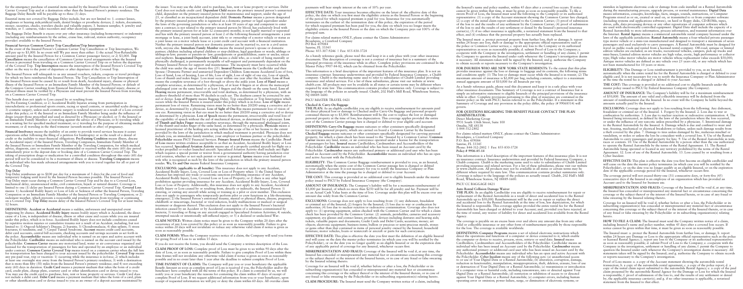for the emergency purchase of essential items needed by the Insured Person while on a Common Carrier Covered Trip and at a destination other than the Insured Person's primary residence. The Baggage Delay Benefit will be payable up to three (3) days.

Essential items not covered by Baggage Delay include, but are not limited to: 1. contact lenses, eyeglasses or hearing aids; medical prescription drugs; eye medications or lenses, 2. tickets, documents, money, securities, checks, travelers checks and valuable papers; 3. business samples; 4. jewelry and watches; or 5. cameras, video recorders and other electronic equipment.

The Baggage Delay Benefit is excess over any other insurance (including homeowners) or indemnity (including any reimbursements by the airline, cruise line, railroad, station authority, occupancy provider) available to the Insured Person.

**Financial Services Common Carrier Trip Cancellation/Trip Interruption**

In the event of the Insured Person's Common Carrier Trip Cancellation or Trip Interruption, We will pay up to $3,000. In no event will We pay more than either: 1) the actual Non-Refundable amount paid by the Insured Person for a Common Carrier passenger fare(s); or 2) $3,000. **Trip Cancellation** means the cancellation of a Common Carrier travel arrangement when the Insured Person is prevented from traveling on a Common Carrier Covered Trip on or before the departure of the Covered Trip. **Trip Interruption** means the interruption of the Insured Person's Covered Trip either on the way to the point of departure or after departure of the Covered Trip.

The Insured Person will be reimbursed up to the benefit amount for unused travelers, tickets, coupons or travel privileges for which we have reimbursed the Insured Person. The Trip Cancellation or Trip Interruption of the Insured Person must be caused by or result from death, Accidental injury, disease or physical illness of the Insured Person or an Immediate Family Member of the Insured Person; or default of the Common Carrier resulting from Financial Insolvency. The death, Accidental injury, disease or physical illness must be verified by a Physician and must prevent the Insured Person from traveling on a Common Carrier Covered Trip.

This benefit does not apply to Loss caused by or resulting from:

1) a Pre-Existing Condition; or 2) Accidental Bodily Injury arising from participation in interscholastic or professional sports events, racing or speed contests, or intercollegiate races; or 3) cosmetic surgery, unless such cosmetic surgery is rendered necessary as a result of a Loss covered under this policy; or 4) the Insured or an Immediate Family Member being under the influence of drugs (except those prescribed and used as directed by a Physician) or alcohol; or 5) the Insured or an Immediate Family Member a) traveling against the advice of a Physician; or b) traveling while on a waiting list for specified medical treatment; or c) traveling for the purpose of obtaining medical treatment; or d) traveling in the third trimester (seventh month or after) of pregnancy.

**Financial Insolvency** means the inability of an entity to provide travel services because it ceases operations either following the filing of a petition for bankruptcy or as the result of a denial of credit or the inability to meet financial obligations. **Pre-Existing Condition** means illness, disease, or Accidental injury of the Insured Person, Traveling Companion, Immediate Family Member of the Insured Person or Immediate Family Member of the Traveling Companion, for which medical advice, diagnosis, care or treatment was recommended or received within the sixty (60) day period immediately prior to the departure or booking date of a Common Carrier Covered Trip. The taking of prescription drugs or medication for a controlled condition throughout this sixty (60) day period will not be considered to be a treatment of illness or disease. **Traveling Companion** means an individual who has made advanced arrangements with you to travel together for all or part of the Covered Trip.

**Trip Delay**

Trip Delay reimburses up to $100 per day for a maximum of 3 days for the cost of food and temporary lodging until travel by the Insured Person becomes possible. The Insured Person's Trip Delay must occur during a Common Carrier Covered Trip and be due to a Covered Loss, mechanical delay, unannounced strike, civil commotion, hijack or natural disaster. Coverage is limited to one (1) delay per Insured Person during a Common Carrier Covered Trip. **Covered Loss** means: 1) Accidental Bodily Injury or Loss of Life or Sickness of either the Insured Person, Traveling Companion or an Immediate Family Member of the Insured Person or Traveling Companion; or 2) inclement weather, which prevents a reasonable and prudent person from traveling or continuing on a Covered Trip. **Trip Delay** means delay of the Insured Person's Covered Trip for at least twelve (12) hours.

**DEFINITIONS: Accident** or **Accidental** means a sudden, unforeseen and unexpected event happening by chance. **Accidental Bodily Injury** means bodily injury which is Accidental, the direct cause of a Loss, is independent of disease, illness or other cause and occurs while you are insured under this policy, which is in force. Accidental Bodily Injury does not include conditions caused by repetitive motion injuries or cumulative trauma not a result of an Accident, including, but not limited to: 1) Osgood-Schlatter's Disease; 2) bursitis; 3) Chondromalacia; 4) shin splints; 5) stress fractures; 6) tendinitis; and 7) Carpal Tunnel Syndrome. **Account** means credit card accounts, debit card accounts, central bill accounts, checking accounts and savings accounts as set forth in the policy. **Accountholder** means any individual who is named on an open and active account with the Policyholder. **Cardholder** means an individual who is named on the account card issued by the policyholder. **Common Carrier** means any motorized land, water or air conveyance organized and licensed for the transportation of passengers for hire and operated by an employee or an individual under contract. **Common Carrier Covered Trip** means travel on a common carrier when the full fare for transportation has been charged to your account issued by the policyholder. **Covered Trip** means any pre-paid tour, trip or vacation: 1) occurring while the insurance is in-force; 2) which includes at least one overnight stay away from the Insured Person's primary residence; 3) with a destination that is more than fifty (50) miles from the Insured Person's primary residence; and 4) not exceeding sixty (60) days in duration. **Credit Card** means a payment medium that takes the form of a credit card, debit or other identification, courtesy card or other identification card or device used by you. You may use the credit card to purchase, lease, rent or lease property or services. Credit Card does not include a debit card. **Debit Card** means a payment medium that takes the form of a card, plate or other identification card or device issued to you by an owner of a deposit account maintained by the issuer. You may use the debit card to purchase, hire, rent or lease property or services. Debit Card does not include credit card. **Dependent Child** means the primary insured person's unmarried child, dependent on the primary insured person for maintenance and support, under the age of 23; or classified as an incapacitated dependent child. **Domestic Partner** means a person designated by the primary insured person who is registered as a domestic partner or legal equivalent under the laws of the governing jurisdiction or who: a) is at least 18 years of age and competent to enter into a contract; b) is not related to the primary insured person by blood; c) has exclusively lived with the primary insured person for at least 12 consecutive months; d) is not legally married or separated and has with the primary insured person at least two of the following financial arrangements: a mortgage or lease, a joint bank account, joint title to or ownership of a motor vehicle or status as a joint lessee on a motor vehicle lease or a joint credit card account with a financial institution. Neither the primary insured person nor domestic partner can be married to, nor in a civil union with, anyone else. **Immediate Family Member** means the insured person's spouse or domestic partner; children including adopted children or step-children; legal guardians or wards; siblings or siblings-in-law; parents or parents-in-law; grandparents or grandchildren; aunts or uncles; nieces and nephews. **Incapacitated Dependent Child** means a child who, as a result of being mentally or physically challenged, is permanently incapable of self-support and permanently dependent on the Primary Insured Person for support and maintenance. The incapacity must have occurred while the child was under the age of twenty-five (25). **Insured Person** means the Cardholder and their Spouse / Domestic Partner and unmarried Dependent Children. **Loss** means Accidental Loss of Foot, Loss of Hand, Loss of Hearing, Loss of Life, Loss of Sight, Loss of sight of one eye, Loss of speech, Loss of thumb and index finger. Loss must occur within one year after the Accident. **Loss of Foot** means the complete severance of a foot through or above the ankle joint. **Loss of Hand** means complete severance, as determined by a physician, of at least 4 fingers at or above the metacarpal phalangeal joint on the same hand or at least 4 fingers and the thumb on the same hand. **Loss of Hearing** means permanent, irrecoverable and total deafness, as determined by a physician, with an auditory threshold of more than 80 decibels in each ear. The deafness cannot be corrected by any aid or device. **Loss of Property** means Baggage Delay, Trip cancellation or Trip Interruption which occurs while the Insured Person is insured under this policy which is in-force. **Loss of Sight** means permanent loss of vision. Remaining vision must be no better than 20/200 using a corrective aid or device, as determined by a physician. **Loss of Sight of One Eye** means permanent loss of vision of one eye. Remaining vision in that eye must be no better than 20/200 using a corrective aid or device as determined by a physician. **Loss of Speech** means the permanent, irrecoverable and total loss of the capability of speech without the aid of mechanical devices, as determined by a physician. **Loss of Thumb and Index Finger** means complete severance, through the metacarpal phalangeal joints, of the thumb and index finger of the same hand, as determined by a physician. **Physician** means a licensed practitioner of the healing arts acting within the scope of his or her license to the extent provided by the laws of the jurisdiction in which medical treatment is provided. Physician does not include you, an immediate family member, your employer or business partner or the policyholder. **Policyholder** means PSCU Financial Services. **Primary Insured Person** means the Cardholder. **Proof of Loss** means written evidence acceptable to us that an Accident, Accidental Bodily Injury or Loss has occurred. **Specialized Aviation Activity** means use of a properly certified aircraft for flight on a rocket propelled or rocket launched aircraft. Specialized Aviation Activity shall include any flight which requires a special permit or waiver from a governmental authority having jurisdiction over civil aviation, whether or not such permit or waiver is granted. **Spouse** means your husband or wife who is recognized as such by the laws of the jurisdiction in which the primary insured person resides. **We, Us and Our** means Federal Insurance Company.

**EXCLUSIONS: (applicable to all benefits):** This insurance does not apply to any Accident, Accidental Bodily Injury, Loss, Covered Loss or Loss of Property where: 1) the United States of America has imposed any trade or economic sanctions prohibiting insurance of any Accident, Accidental Bodily Injury, Loss, Covered Loss or Loss of Property; or 2) there is any other legal prohibition against providing insurance for any Accident, Accidental Bodily Injury, Loss, Covered Loss or Loss of Property. Additionally, this insurance also does not apply to any Accident, Accidental Bodily Injury or Loss caused by or resulting from, directly or indirectly, the Insured Person: 1) entering, or exiting any aircraft while acting or training as a pilot or crew member. This exclusion does not apply to passengers who temporarily perform pilot or crew functions in a life-threatening emergency; 2) the Insured Person's emotional trauma, mental or physical illness, disease, pregnancy, childbirth or miscarriage, bacterial or viral infection, bodily malfunctions or medical or surgical treatment or diagnosis thereof. This exclusion does not apply to the Insured Person's bacterial infection caused by an Accident or by Accidental consumption of a substance contaminated by bacteria; 3) traveling or flying on any aircraft engaged in Specialized Aviation Activities; 4) suicide, attempted suicide or intentionally self-inflicted injury; or 5) a declared or undeclared War.

**CLAIM NOTICE:** Written claim notice must be given to the Company within 20 days after the occurrence of any Loss covered by this policy or as soon as reasonably possible. Failure to give notice within 20 days will not invalidate or reduce any otherwise valid claim if notice is given as soon as reasonably possible.

**CLAIM FORMS:** When the Company receives notice of a claim, the Company will send you forms for giving Proof of Loss to us within 15 days.

If you do not receive the forms, you should send the Company a written description of the Loss.

**CLAIM PROOF OF LOSS:** Complete proof of Loss must be given to us within 90 days after the date of Loss, or as soon as reasonably possible. Failure to give complete Proof of Loss within these time frames will not invalidate any otherwise valid claim if notice is given as soon as reasonably possible and in no event later than 1 year after the deadline to submit complete Proof of Loss.

**TIME PAYMENT OF CLAIMS:** The Company will pay you or your beneficiary the applicable Benefit Amount as soon as complete proof of Loss is received if you, the Policyholder and/or the beneficiary have complied with all the terms of this policy. If a claim is contested by us, we will notify you or your beneficiary the reasons for contesting the claim within 45 days of receipt of complete Proof of Loss. If we request additional information from you or your beneficiary, upon receipt of requested information we will pay or deny the claim within 60 days. All overdue claim payments will bear simple interest at the rate of 10% per year.

**EFFECTIVE DATE:** Your insurance becomes effective on the latest of: the effective date of this policy, the date on which you first meet the eligibility criteria as the Insured Person or the beginning of the period for which required premium is paid for you. Your insurance for you automatically terminates on the earliest of: the termination date of this policy, the expiration of the period for which required premium has been paid for you, the date on which you no longer meet the eligibility criteria as the Insured Person or the date on which the Company pays our 100% of the principal sum.

For claims related matters ONLY, please contact the Claims Administrator:
Broadspire, a Crawford Company
PO Box 459084
Sunrise, FL 33345
Phone: 855-307-9246 | Fax: 855-830-3728

As a handy reference guide, please read this and keep it in a safe place with your other insurance documents. This description of coverage is not a contract of insurance but is a summary of the principal provisions of the insurance while in effect. Complete policy provisions are contained in the Master Policy 9907-84-82, which can be obtained from the Policyholder.

This information is a brief description of the important features of this insurance plan. It is not an insurance contract. Insurance underwritten and provided by Federal Insurance Company, a Chubb company. Chubb is the marketing name used to refer to subsidiaries of Chubb Limited providing insurance and related services. For a list of these subsidiaries, please visit our website at www.chubb.com. All products may not be available in all states or certain terms may be different where required by state law. This communication contains product summaries only. Coverage is subject to the language of the policies as actually issued. Chubb, 202 Hall's Mill Road, Whitehouse Station, NJ 08889-1600.

PSCU MASTER TRAVEL 0421

**Checked & Carry-On Baggage**

**THE PLAN:** As an eligible cardholder you are eligible to receive reimbursement for amounts paid for direct physical loss or damage to Checked and/or Carry-On Baggage and personal property contained therein up to $3,000. Reimbursement will be the cost to replace or fix lost or damaged personal property at the time of loss, less depreciation. This coverage applies provided the entire cost of the Common Carrier passage fare is charged or debited to your eligible card account.

**DEFINITIONS: Carry-On Baggage** means suitcases or other containers specifically designed for carrying personal property, which are carried on board a Common Carrier by the Insured. **Checked Baggage** means suitcases or other containers specifically designed for carrying personal property, for which a claim check has been issued to the "Insured" by a Common Carrier. **Common Carrier** means any land, water, or air conveyance operated under a license for the transportation of passengers for hire. **Insured** means Cardholders, Cardmembers and Accountholders of the Policyholder. **Cardholder** means an individual who has been issued an Account card by the Policyholder. **Cardmember** means any authorized primary or additional card user who has been issued an Account card by the Policyholder. **Accountholder** means an individual who has an open and active Account with the Policyholder.

**ELIGIBILITY:** This Common Carrier Baggage reimbursement is provided to you, as an Insured, automatically when the entire cost of the Common Carrier passage fare is charged or debited to your eligible Account. It is not necessary for you to notify the Insurance Company or Plan Administrator at the time the passage fare is charged or debited to your Account.

**THE COST:** This coverage is provided at no additional cost to eligible Insureds under the master policy issued to PSCU by Federal Insurance Company (the Company).

**AMOUNT OF INSURANCE:** The Company's liability will be for a maximum reimbursement of $3,000 per Insured, of which no more than $250 will be for all jewelry and fur. Payment will be on an Actual Cash Value basis at the time of loss. Coverage under this plan will be excess over any amount due solely from the Common Carrier.

**EXCLUSIONS:** Coverage does not apply to loss resulting from: (1) any dishonest, fraudulent or criminal act of the Insured; (2) forgery by the Insured; (3) loss due to war or confiscation by authorities; (4) loss due to nuclear reaction or radioactive contamination. Coverage also does not apply to: (1) sporting equipment, unless checked with the Common Carrier and for which a claim check has been provided by the Common Carrier; (2) animals, perishables, cameras and accessory equipment, eye glasses and contact lenses; prosthetic devices including dentures and hearing aids; tickets, valuable papers and documents; Credit Cards and Debit Cards; securities; money; art objects; electronic equipment; business items; bullion or precious or semi-precious metals, stones or gems other than those contained in items of personal jewelry owned by the Insured; household furniture; motor vehicles, boats or watercraft or aircraft or parts for such conveyances.

**EFFECTIVE DATE:** This plan is effective the date they first meet the definition of an eligible Insured and will cease on the date the master policy terminates in which case you will be notified by the Policyholder), or on the date you no longer qualify as an eligible Insured or on the expiration date of any applicable period of coverage for any Insured, whichever occurs first.

**MISREPRESENTATION AND FRAUD:** Coverage of the Insured will be void if, at any time, the Insured has concealed or misrepresented any material fact or circumstance concerning this coverage or the subject thereof or the interest of the Insured herein, or in case of any fraud or false swearing by the Insured relating thereto.

Coverage for an Insured will be void if, whether before or after a loss, the Policyholder or its subscribing organization(s) has concealed or misrepresented any material fact or circumstance concerning this coverage or the subject thereof or the interest of the Insured, or in case of any fraud or false swearing by the Policyholder or its subscribing organizations relating hereto.

**CLAIM PROCEDURE:** The Insured must send the Company written notice of a claim, including the Insured's name and policy number, within 45 days after a covered loss occurs. If notice cannot be given within that time, it must be given as soon as reasonably possible. To file a sworn Proof of Loss, the Insured must send the following to the Company or its authorized representative: (1) a copy of the Account statement showing the Common Carrier fare charged; (2) a copy of the initial claim report submitted to the Common Carrier; (3) proof of submission of the loss to and the results of any settlement by the Common Carrier; (4) proof of submission of the loss to and the results of any settlement or denial by the Insured's personal insurance carrier(s); (5) if no other insurance is applicable, a notarized statement from the Insured to that effect; and (6) evidence that the personal property has actually been replaced.

The Insured must: a. protect personal property from further loss, theft or damage; b. report within 24 hours any loss, theft or damage to the appropriate official representative such as the police or Common Carrier service; c. report any loss to the Company or its authorized representatives as soon as reasonably possible; d. submit Proof of Loss to the Company; e. cooperate with the Company in the investigation, settlement or handling of any claims; f. permit the Company to question the Insured under oath whenever the Company's investigation deems it necessary. All statements taken will be signed by the Insured; and g. authorize the Company to obtain records or reports necessary to the Company's investigation.

**FOR INSUREDS WHO ARE NEW YORK STATE RESIDENTS:** To the extent that this plan provides insurance against the loss or damage to luggage and its contents, the following terms and conditions apply: (1) The loss or damage must occur while the Insured is in transit; (2) The maximum amount of insurance is $2,000 per bag, including contents, subject to a maximum aggregate amount of $10,000 for all Insureds per trip.

As a handy reference guide, please read this document and keep it in a safe place with your other insurance documents. This Summary of Coverage is not a contract of Insurance but is simply an informative statement to eligible Insureds of the principal provisions of the insurance while in effect. Complete provisions pertaining to this plan of insurance are contained in the master policy on file with PSCU, herein referred to as the Policyholder. If a statement in this Summary of Coverage and any provision in the policy differ, the policy (# 99068514) will govern.

**FOR QUESTIONS REGARDING THIS BENEFIT PLEASE CONTACT THE PLAN ADMINISTRATOR:**
Direct Marketing Group
9931 South 136th Street, Suite 100
Omaha, NE 68138
1-844-312-2402

For claims related matters ONLY, please contact the Claims Administrator:
Broadspire, a Crawford Company
P.O. Box 459084
Sunrise, FL 33345
Phone: 844-312-2402 | Fax: 855-830-3728
**Policy # 9906-85-14**

This information is a brief description of the important features of this insurance plan. It is not an insurance contract. Insurance underwritten and provided by Federal Insurance Company, a Chubb company. Chubb is the marketing name used to refer to subsidiaries of Chubb Limited providing insurance and related services. For a list of these subsidiaries, please visit our website at www.chubb.com. All products may not be available in all states or certain terms may be different where required by state law. This communication contains product summaries only. Coverage is subject to the language of the policies as actually issued. Chubb, 202 Hall's Mill Road, Whitehouse Station, NJ 08889-1600.

PSCU CC BAGGAGE 0421

**Auto Rental Collision Damage Waiver**

**THE PLAN:** As an eligible Cardholder you are eligible to receive reimbursement for repair or replacement of the Rental Automobile as a result of direct and accidental loss to the Rental Automobile up to $50,000. Reimbursement will be the cost to repair or replace the direct and accidental loss to the Rental Automobile at the time of loss, less depreciation, for which the Insured is responsible. This coverage applies provided the entire rental fee for the Rental Automobile has been charged or debited to your Account; and provided you have rejected, at the time of rental, any waiver of liability for direct and accidental loss available from the Rental Agency.

The coverage is payable on an excess basis over and above any amount due from any other valid or collectible insurance or any other form of reimbursement payable by those responsible for the loss. The coverage is available worldwide.

**DEFINITIONS: Computer Programs** means a set of related electronic instructions which direct the operations and functions of a computer or device connected to it, which enable the computer or device to receive, process, store, retrieve or send data. **Insured** means Cardholders, Cardmembers and Accountholders of the Policyholder. **Cardholder** means an individual who has been issued an Account card by the Policyholder. **Cardmember** means any authorized primary or additional card user who has been issued an Account card by the Policyholder. **Accountholder** means any individual who has an open and active Account with the Policyholder. **Cyber Incident** means any of the following acts: (a) unauthorized access to or use of Your Digital Data or a Rental Automobile; (b) alteration, corruption, damage, reduction in functionality, manipulation, misappropriation, theft, deletion, erasure, loss of use or destruction of Your Digital Data or a Rental Automobile; (c) transmission or introduction of a computer virus or harmful code, including ransomware, into or directed against Your Digital Data or a Rental Automobile; (d) restriction or inhibition of access to or directed against Your Digital Data or a Rental Automobile; (e) computer errors, including human operating error or omission; power failure, surge, or diminution of electronic systems; or mistakes in legitimate electronic code or damage from code installed on a Rented Automobile during the manufacturing process, upgrade process, or normal maintenance. **Digital Data** means information, concepts, knowledge, facts, images, sounds, instructions, or Computer Programs stored as or on, created or used on, or transmitted to or from computer software (including systems and applications software), on hard or floppy disks, CD-ROMs, tapes, drives, cells, data processing devices or any other repositories of computer software which are used with electronically controlled equipment. Digital Data shall include the capacity of a Rented Automobile to store information, process information, and transmit information over the Internet. **Rental Agency** means a commercial automobile rental company licensed under the laws of the applicable jurisdiction. **Rental Automobile** means a four-wheeled private passenger type motor vehicle or a mini-van manufactured and designed to transport a maximum of seven passengers and used exclusively to carry passengers. A Rental Automobile must be designed for travel on public roads and rented from a licensed rental company. Off-road, antique or limited edition vehicles are excluded, as are trucks, recreational vehicles, campers, pick-up trucks and mini-vans. Limited edition motor vehicles are high value, exotic, high performance or collector type; High value motor vehicles are motor vehicles whose replacement value exceeds $50,000; Antique motor vehicles are defined as any vehicle over 25 years old, or any vehicle which has not been manufactured for 10 years or more.

**ELIGIBILITY:** This Damage or Loss reimbursement is provided to you, as an Insured, automatically when the entire rental fee for the Rental Automobile is charged or debited to your eligible card. It is not necessary for you to notify the Insurance Company or Plan Administrator at the time the rental fee is charged or debited to your Account.

**THE COST:** This coverage is provided at no additional cost to eligible Insureds under the master policy issued to PSCU by Federal Insurance Company (the Company).

**AMOUNT OF INSURANCE:** The Company's liability will be for a maximum reimbursement of $50,000. The amount of any valid and collectible insurance will be deducted from the amount of reimbursement due the Insured. In no event will the Company be liable beyond the amounts actually paid by the Insured.

**EXCLUSIONS:** Coverage does not apply to loss resulting from the following: Any dishonest, fraudulent or criminal act of the Insured. 1. Forgery by the Insured. 2. Loss due to war or confiscation by authorities. 3. Loss due to nuclear reaction or radioactive contamination. 4. Insured being intoxicated, as defined by the laws of the jurisdiction where the loss occurred, or under the influence of any narcotic unless prescribed by a physician. 5. Intentional damage to the Rented Automobile by the Insured. 6. Damage which is due and confined to wear and tear, freezing, mechanical or electrical breakdown or failure, unless such damage results from a theft covered by the plan. 7. Damage to tires unless damaged by fire, malicious mischief or vandalism, or stolen or unless the loss be coincident with a covered loss. 8. Use of the Rental Automobile to carry passengers and property for hire. 9. Use of the Rental Automobile in tests, races or contests. 10. Use of the Rental Automobile by a person other than the one authorized to operate the Rental Automobile by the terms of the Rental Agreement. 11. The Rental Automobile being operated or located in any territory prohibited by the terms of the Rental Agreement. 12. Use of the Rental Automobile off-road. 13. Loss caused by or resulting from a Cyber Incident.

**EFFECTIVE DATE:** This plan is effective the first day you become an eligible cardholder and will cease on the date the master policy terminates (in which case you will be notified by the Policyholder), or on the date you no longer qualify as an eligible Insured or on the expiration date of the period of coverage for the Insured, whichever occurs first.

The coverage period will not exceed thirty-one (31) consecutive days, or forty-five (45) consecutive days if the Insured is an employee of an organization which has provided an Account card to the Insured for business use.

**MISREPRESENTATION AND FRAUD:** Coverage of the Insured will be void if, at any time, the Insured has concealed or misrepresented any material fact or circumstance concerning this coverage or the subject thereof or the interest of the Insured herein, or in case of any fraud or false swearing by the Insured relating thereto.

Coverage for an Insured will be void if, whether before or after a loss, the Policyholder or its subscribing organization(s) has concealed or misrepresented any material fact or circumstance concerning this coverage or the subject thereof or the interest of the Insured therein, or in case of any fraud or false swearing by the Policyholder or its subscribing organization(s) relating hereto.

**HOW TO FILE A CLAIM:** The Insured must send the Company written notice of a claim, including Insured's name and policy number, within 45 days after a covered loss occurs. If notice cannot be given within that time, it must be given as soon as reasonably possible.

The Insured must: a. protect the Rental Automobile from further loss, or damage; b. report within 24 hours any loss, theft or damage to the appropriate official representative such as the police or licensed Rental Agency; c. report any loss to the Company or its authorized representatives as soon as reasonably possible; d. submit Proof of Loss to the Company; e. cooperate with the Company in the investigation, settlement or handling of any claims; f. permit the Company to question the Insured under oath whenever the Company's investigation deems it necessary. All statements taken will be signed by the Insured; and g. authorize the Company to obtain records or reports necessary to the Company's investigation.

Proof of Loss means: a. a copy of the Account statement showing the automobile rental transaction; b. a copy of the automobile rental agreement; c. a copy of the police report; d. a copy of the initial claim report submitted to the Rental Automobile Agency; e. a copy of the final claim presented by the automobile Rental Agency for the Damage or Loss for which the Insured is responsible; f. proof of submission of the loss to, and the results of any settlement or denial by, the applicable insurance carrier(s); and g. if no other insurance is applicable, a notarized statement from the Insured to that effect.